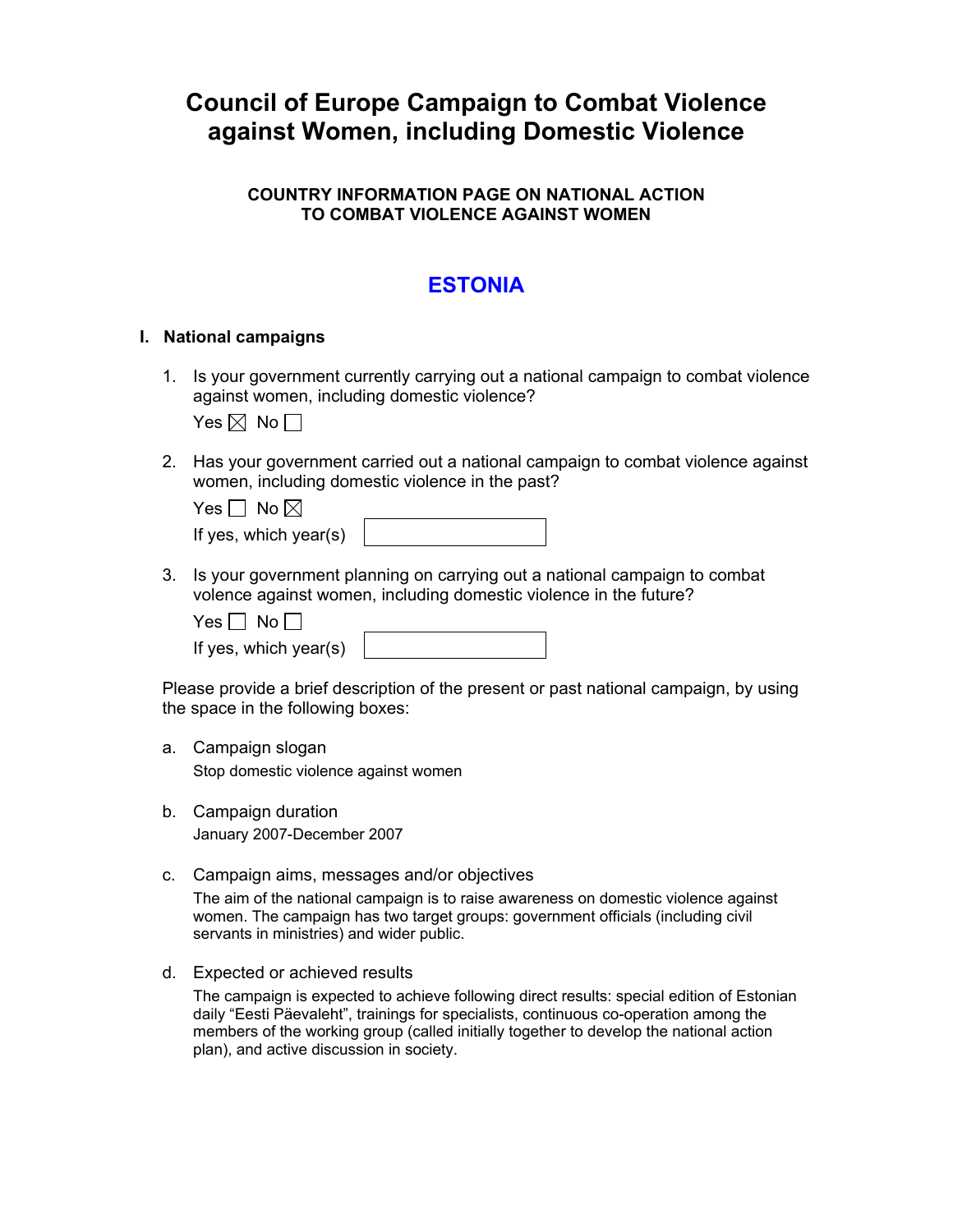# Council of Europe Campaign to Combat Violence against Women, including Domestic Violence

### COUNTRY INFORMATION PAGE ON NATIONAL ACTION TO COMBAT VIOLENCE AGAINST WOMEN

## ESTONIA

### I. National campaigns

1. Is your government currently carrying out a national campaign to combat violence against women, including domestic violence?

   Yes ☒ No ☐

2. Has your government carried out a national campaign to combat violence against women, including domestic violence in the past?

   Yes ☐ No ☒

   If yes, which year(s)

3. Is your government planning on carrying out a national campaign to combat volence against women, including domestic violence in the future?

   Yes ☐ No ☐

   If yes, which year(s)

Please provide a brief description of the present or past national campaign, by using the space in the following boxes:

a. Campaign slogan

   Stop domestic violence against women

b. Campaign duration

   January 2007-December 2007

c. Campaign aims, messages and/or objectives

   The aim of the national campaign is to raise awareness on domestic violence against women. The campaign has two target groups: government officials (including civil servants in ministries) and wider public.

d. Expected or achieved results

   The campaign is expected to achieve following direct results: special edition of Estonian daily "Eesti Päevaleht", trainings for specialists, continuous co-operation among the members of the working group (called initially together to develop the national action plan), and active discussion in society.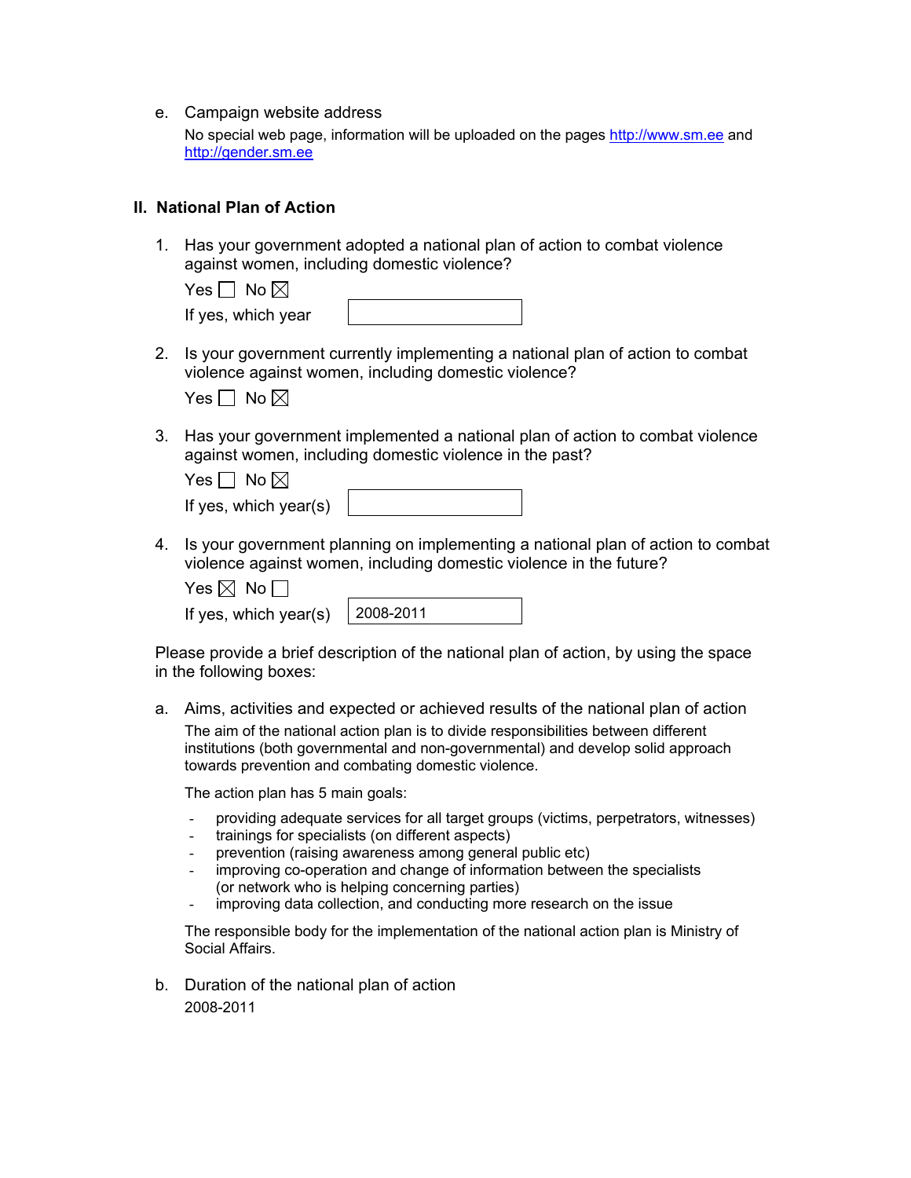e. Campaign website address

   No special web page, information will be uploaded on the pages http://www.sm.ee and http://gender.sm.ee

## II. National Plan of Action

1. Has your government adopted a national plan of action to combat violence against women, including domestic violence?

   Yes ☐ No ☒

   If yes, which year

2. Is your government currently implementing a national plan of action to combat violence against women, including domestic violence?

   Yes ☐ No ☒

3. Has your government implemented a national plan of action to combat violence against women, including domestic violence in the past?

   Yes ☐ No ☒

   If yes, which year(s)

4. Is your government planning on implementing a national plan of action to combat violence against women, including domestic violence in the future?

   Yes ☒ No ☐

   If yes, which year(s) 2008-2011

Please provide a brief description of the national plan of action, by using the space in the following boxes:

a. Aims, activities and expected or achieved results of the national plan of action

   The aim of the national action plan is to divide responsibilities between different institutions (both governmental and non-governmental) and develop solid approach towards prevention and combating domestic violence.

   The action plan has 5 main goals:

   - providing adequate services for all target groups (victims, perpetrators, witnesses)
   - trainings for specialists (on different aspects)
   - prevention (raising awareness among general public etc)
   - improving co-operation and change of information between the specialists (or network who is helping concerning parties)
   - improving data collection, and conducting more research on the issue

   The responsible body for the implementation of the national action plan is Ministry of Social Affairs.

b. Duration of the national plan of action

   2008-2011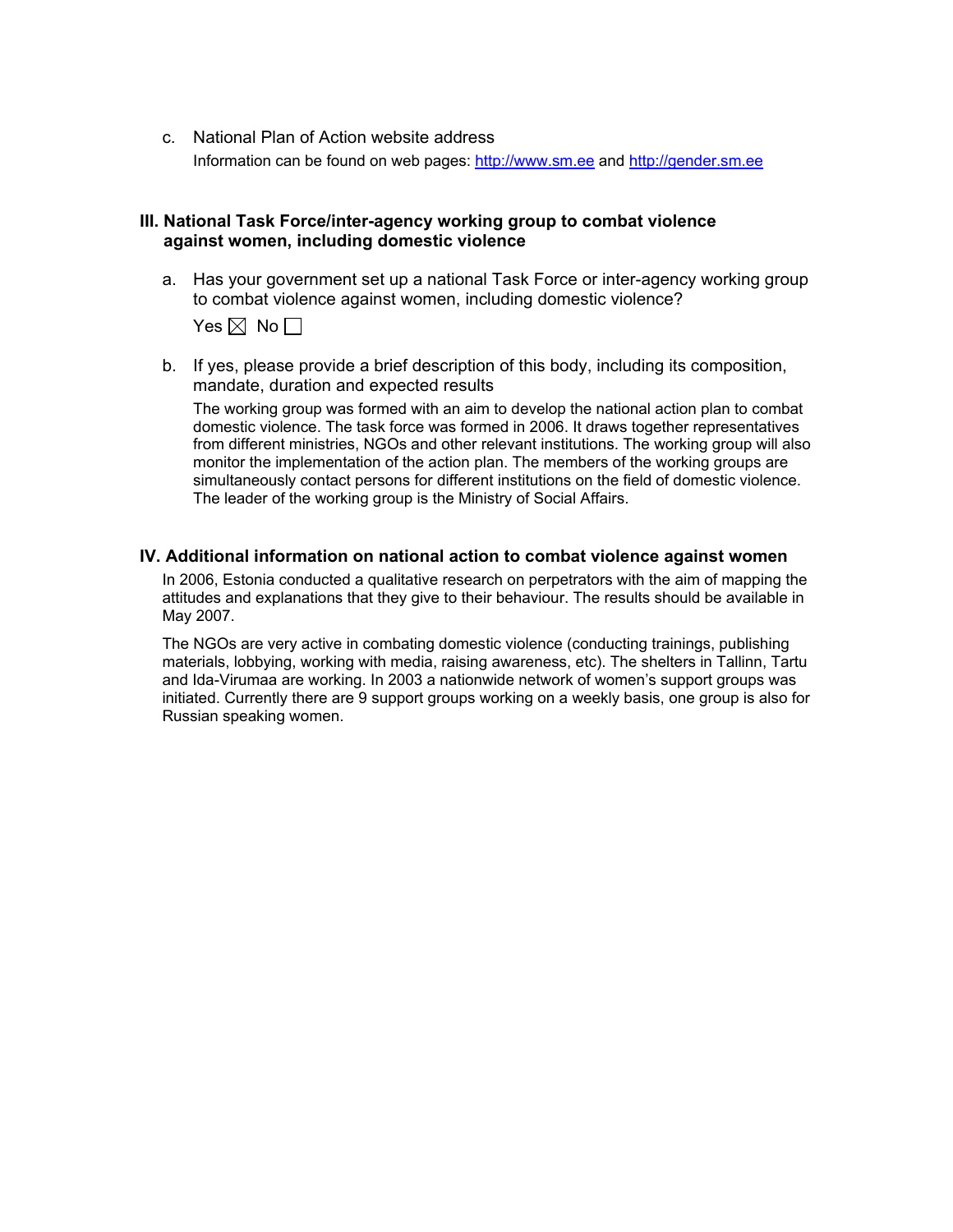c. National Plan of Action website address

Information can be found on web pages: http://www.sm.ee and http://gender.sm.ee

## III. National Task Force/inter-agency working group to combat violence against women, including domestic violence

a. Has your government set up a national Task Force or inter-agency working group to combat violence against women, including domestic violence?

Yes ☒ No ☐

b. If yes, please provide a brief description of this body, including its composition, mandate, duration and expected results

The working group was formed with an aim to develop the national action plan to combat domestic violence. The task force was formed in 2006. It draws together representatives from different ministries, NGOs and other relevant institutions. The working group will also monitor the implementation of the action plan. The members of the working groups are simultaneously contact persons for different institutions on the field of domestic violence. The leader of the working group is the Ministry of Social Affairs.

## IV. Additional information on national action to combat violence against women

In 2006, Estonia conducted a qualitative research on perpetrators with the aim of mapping the attitudes and explanations that they give to their behaviour. The results should be available in May 2007.

The NGOs are very active in combating domestic violence (conducting trainings, publishing materials, lobbying, working with media, raising awareness, etc). The shelters in Tallinn, Tartu and Ida-Virumaa are working. In 2003 a nationwide network of women's support groups was initiated. Currently there are 9 support groups working on a weekly basis, one group is also for Russian speaking women.